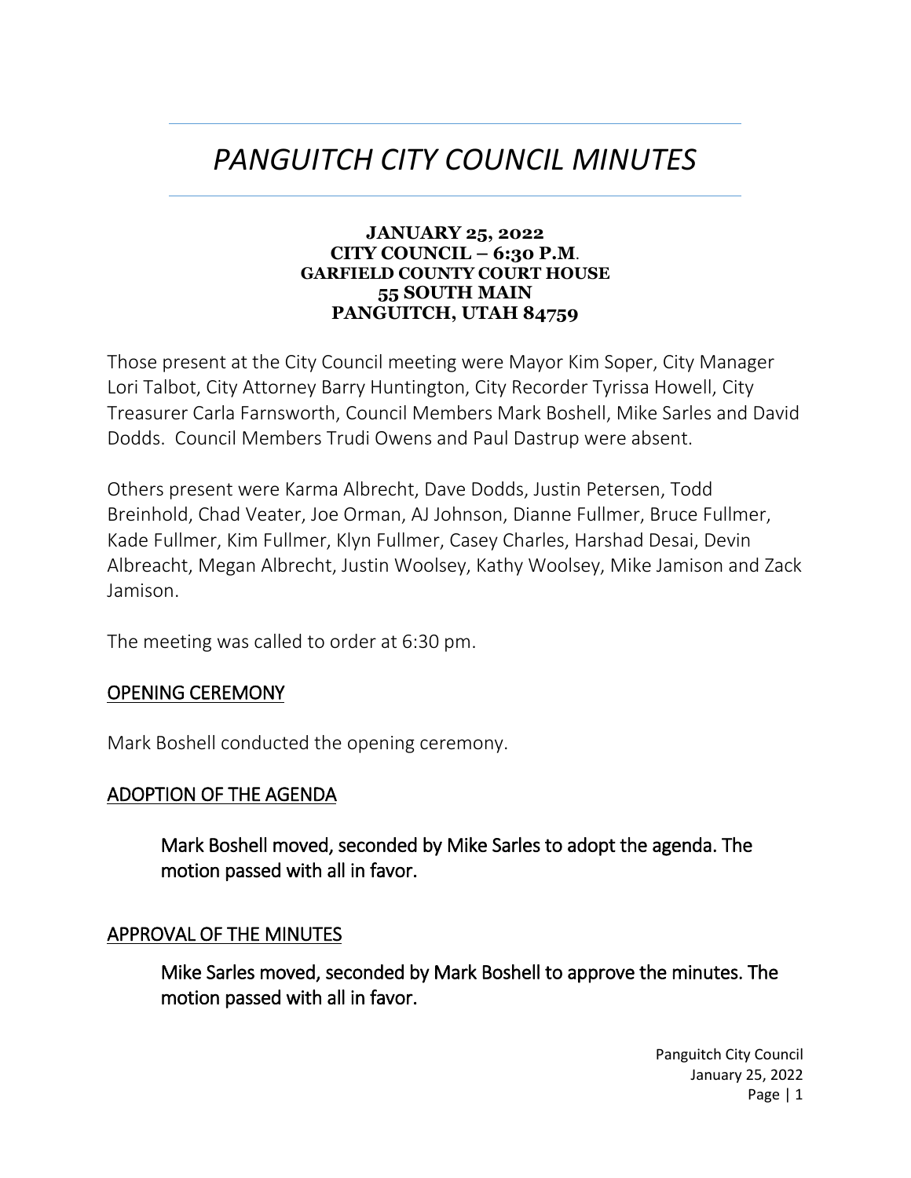# *PANGUITCH CITY COUNCIL MINUTES*

**JANUARY 25, 2022**
**CITY COUNCIL – 6:30 P.M.**
**GARFIELD COUNTY COURT HOUSE**
**55 SOUTH MAIN**
**PANGUITCH, UTAH 84759**

Those present at the City Council meeting were Mayor Kim Soper, City Manager Lori Talbot, City Attorney Barry Huntington, City Recorder Tyrissa Howell, City Treasurer Carla Farnsworth, Council Members Mark Boshell, Mike Sarles and David Dodds. Council Members Trudi Owens and Paul Dastrup were absent.

Others present were Karma Albrecht, Dave Dodds, Justin Petersen, Todd Breinhold, Chad Veater, Joe Orman, AJ Johnson, Dianne Fullmer, Bruce Fullmer, Kade Fullmer, Kim Fullmer, Klyn Fullmer, Casey Charles, Harshad Desai, Devin Albreacht, Megan Albrecht, Justin Woolsey, Kathy Woolsey, Mike Jamison and Zack Jamison.

The meeting was called to order at 6:30 pm.

## OPENING CEREMONY

Mark Boshell conducted the opening ceremony.

## ADOPTION OF THE AGENDA

> Mark Boshell moved, seconded by Mike Sarles to adopt the agenda. The motion passed with all in favor.

## APPROVAL OF THE MINUTES

> Mike Sarles moved, seconded by Mark Boshell to approve the minutes. The motion passed with all in favor.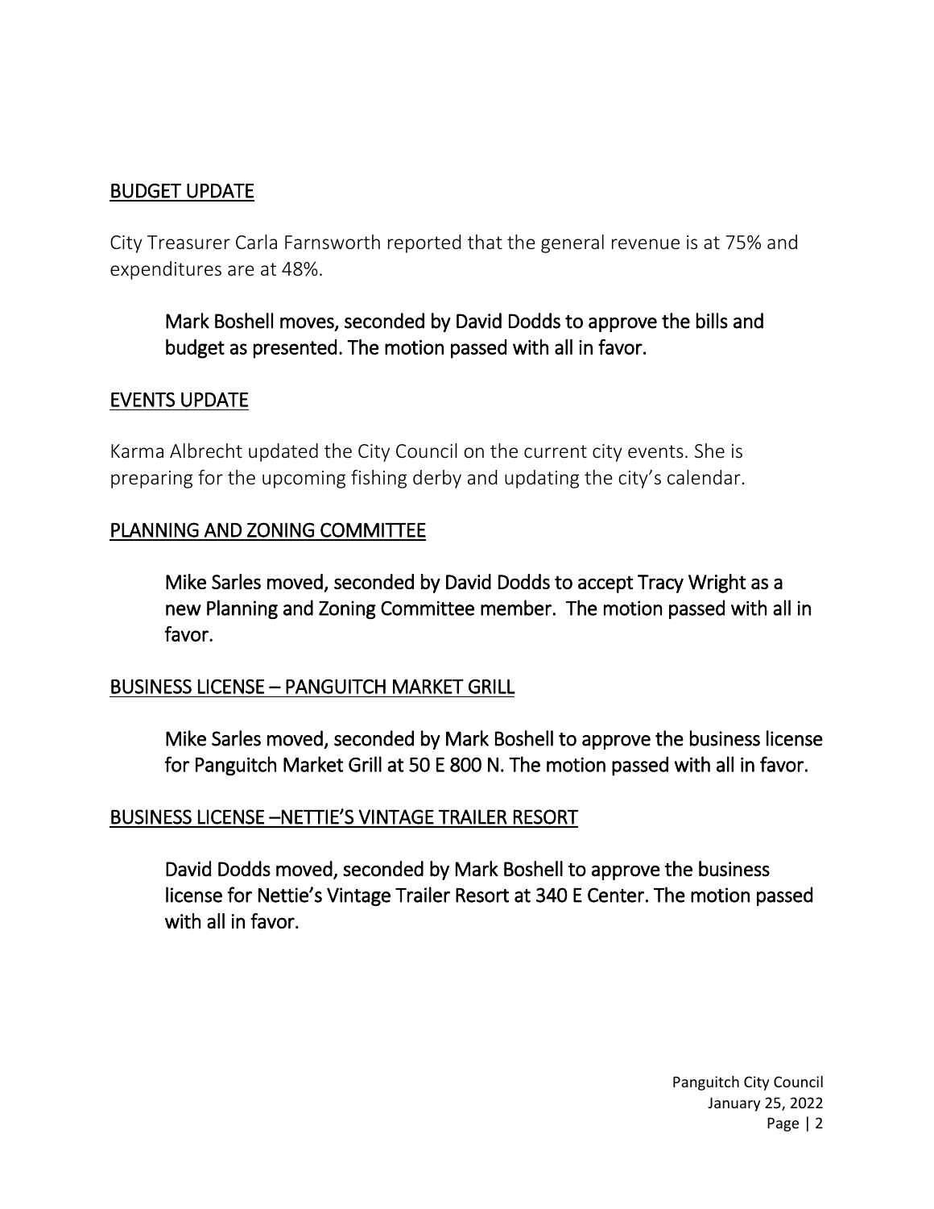## BUDGET UPDATE

City Treasurer Carla Farnsworth reported that the general revenue is at 75% and expenditures are at 48%.

> Mark Boshell moves, seconded by David Dodds to approve the bills and budget as presented. The motion passed with all in favor.

## EVENTS UPDATE

Karma Albrecht updated the City Council on the current city events. She is preparing for the upcoming fishing derby and updating the city's calendar.

## PLANNING AND ZONING COMMITTEE

> Mike Sarles moved, seconded by David Dodds to accept Tracy Wright as a new Planning and Zoning Committee member. The motion passed with all in favor.

## BUSINESS LICENSE – PANGUITCH MARKET GRILL

> Mike Sarles moved, seconded by Mark Boshell to approve the business license for Panguitch Market Grill at 50 E 800 N. The motion passed with all in favor.

## BUSINESS LICENSE –NETTIE'S VINTAGE TRAILER RESORT

> David Dodds moved, seconded by Mark Boshell to approve the business license for Nettie's Vintage Trailer Resort at 340 E Center. The motion passed with all in favor.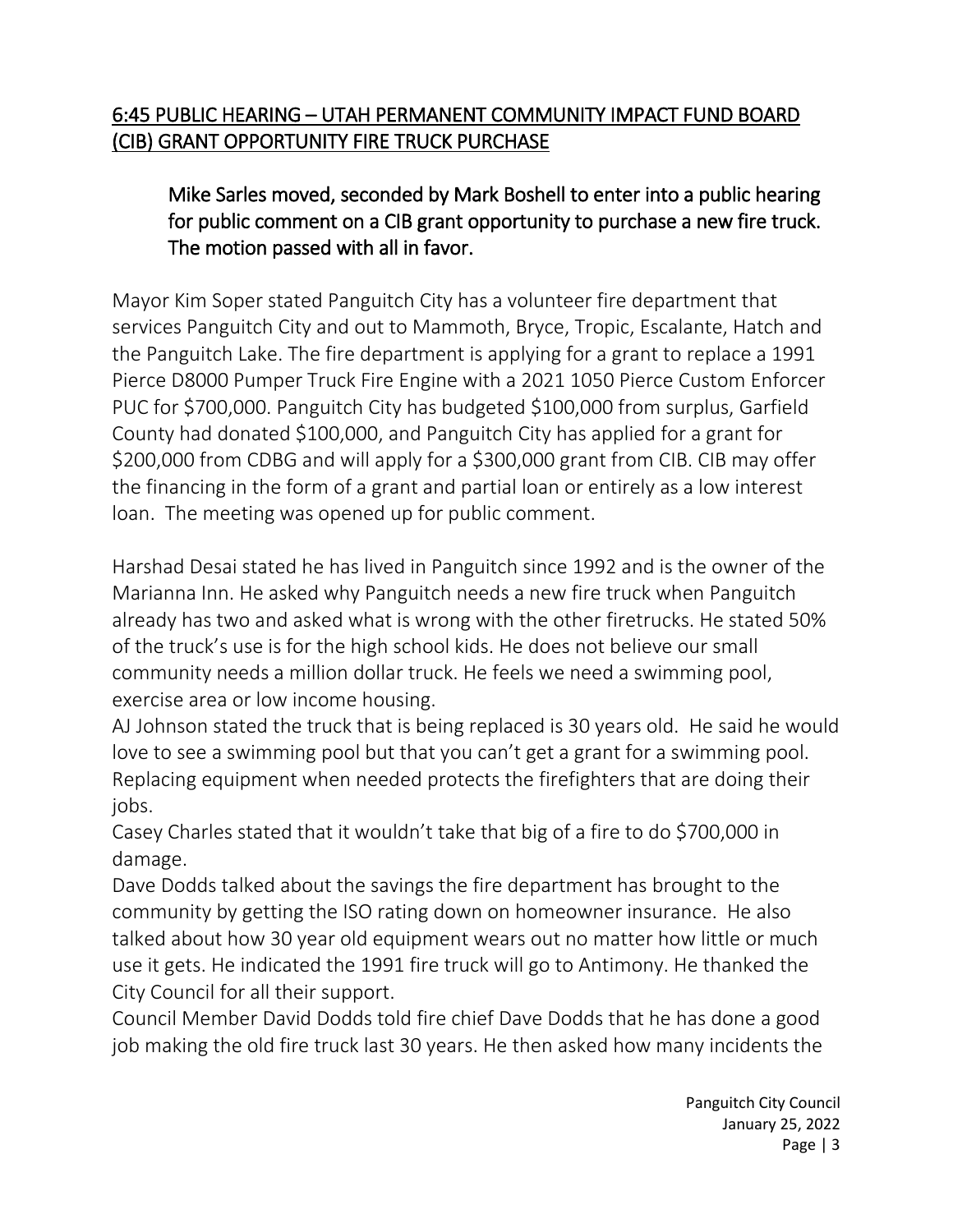## 6:45 PUBLIC HEARING – UTAH PERMANENT COMMUNITY IMPACT FUND BOARD (CIB) GRANT OPPORTUNITY FIRE TRUCK PURCHASE

> Mike Sarles moved, seconded by Mark Boshell to enter into a public hearing for public comment on a CIB grant opportunity to purchase a new fire truck. The motion passed with all in favor.

Mayor Kim Soper stated Panguitch City has a volunteer fire department that services Panguitch City and out to Mammoth, Bryce, Tropic, Escalante, Hatch and the Panguitch Lake. The fire department is applying for a grant to replace a 1991 Pierce D8000 Pumper Truck Fire Engine with a 2021 1050 Pierce Custom Enforcer PUC for $700,000. Panguitch City has budgeted $100,000 from surplus, Garfield County had donated $100,000, and Panguitch City has applied for a grant for $200,000 from CDBG and will apply for a $300,000 grant from CIB. CIB may offer the financing in the form of a grant and partial loan or entirely as a low interest loan. The meeting was opened up for public comment.

Harshad Desai stated he has lived in Panguitch since 1992 and is the owner of the Marianna Inn. He asked why Panguitch needs a new fire truck when Panguitch already has two and asked what is wrong with the other firetrucks. He stated 50% of the truck's use is for the high school kids. He does not believe our small community needs a million dollar truck. He feels we need a swimming pool, exercise area or low income housing.

AJ Johnson stated the truck that is being replaced is 30 years old. He said he would love to see a swimming pool but that you can't get a grant for a swimming pool. Replacing equipment when needed protects the firefighters that are doing their jobs.

Casey Charles stated that it wouldn't take that big of a fire to do $700,000 in damage.

Dave Dodds talked about the savings the fire department has brought to the community by getting the ISO rating down on homeowner insurance. He also talked about how 30 year old equipment wears out no matter how little or much use it gets. He indicated the 1991 fire truck will go to Antimony. He thanked the City Council for all their support.

Council Member David Dodds told fire chief Dave Dodds that he has done a good job making the old fire truck last 30 years. He then asked how many incidents the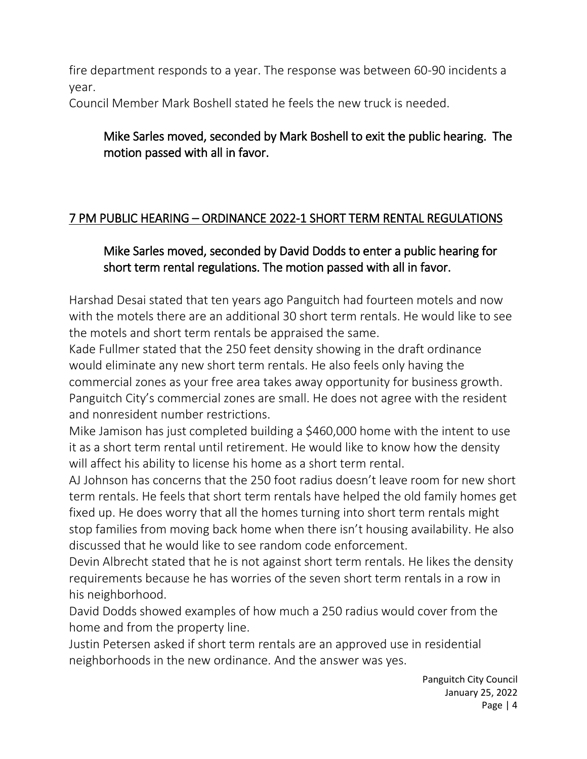fire department responds to a year. The response was between 60-90 incidents a year.

Council Member Mark Boshell stated he feels the new truck is needed.

> Mike Sarles moved, seconded by Mark Boshell to exit the public hearing. The motion passed with all in favor.

## 7 PM PUBLIC HEARING – ORDINANCE 2022-1 SHORT TERM RENTAL REGULATIONS

> Mike Sarles moved, seconded by David Dodds to enter a public hearing for short term rental regulations. The motion passed with all in favor.

Harshad Desai stated that ten years ago Panguitch had fourteen motels and now with the motels there are an additional 30 short term rentals. He would like to see the motels and short term rentals be appraised the same.

Kade Fullmer stated that the 250 feet density showing in the draft ordinance would eliminate any new short term rentals. He also feels only having the commercial zones as your free area takes away opportunity for business growth. Panguitch City's commercial zones are small. He does not agree with the resident and nonresident number restrictions.

Mike Jamison has just completed building a $460,000 home with the intent to use it as a short term rental until retirement. He would like to know how the density will affect his ability to license his home as a short term rental.

AJ Johnson has concerns that the 250 foot radius doesn't leave room for new short term rentals. He feels that short term rentals have helped the old family homes get fixed up. He does worry that all the homes turning into short term rentals might stop families from moving back home when there isn't housing availability. He also discussed that he would like to see random code enforcement.

Devin Albrecht stated that he is not against short term rentals. He likes the density requirements because he has worries of the seven short term rentals in a row in his neighborhood.

David Dodds showed examples of how much a 250 radius would cover from the home and from the property line.

Justin Petersen asked if short term rentals are an approved use in residential neighborhoods in the new ordinance. And the answer was yes.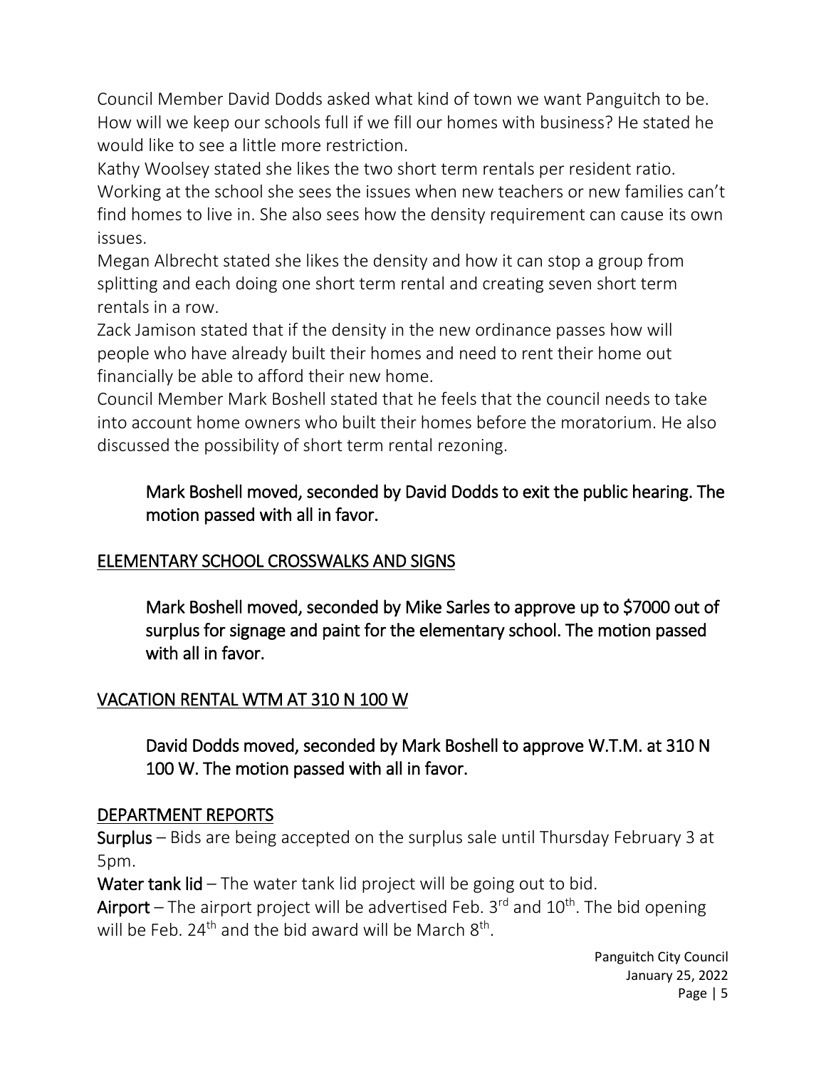Council Member David Dodds asked what kind of town we want Panguitch to be. How will we keep our schools full if we fill our homes with business? He stated he would like to see a little more restriction.

Kathy Woolsey stated she likes the two short term rentals per resident ratio. Working at the school she sees the issues when new teachers or new families can't find homes to live in. She also sees how the density requirement can cause its own issues.

Megan Albrecht stated she likes the density and how it can stop a group from splitting and each doing one short term rental and creating seven short term rentals in a row.

Zack Jamison stated that if the density in the new ordinance passes how will people who have already built their homes and need to rent their home out financially be able to afford their new home.

Council Member Mark Boshell stated that he feels that the council needs to take into account home owners who built their homes before the moratorium. He also discussed the possibility of short term rental rezoning.

> Mark Boshell moved, seconded by David Dodds to exit the public hearing. The motion passed with all in favor.

## ELEMENTARY SCHOOL CROSSWALKS AND SIGNS

> Mark Boshell moved, seconded by Mike Sarles to approve up to $7000 out of surplus for signage and paint for the elementary school. The motion passed with all in favor.

## VACATION RENTAL WTM AT 310 N 100 W

> David Dodds moved, seconded by Mark Boshell to approve W.T.M. at 310 N 100 W. The motion passed with all in favor.

## DEPARTMENT REPORTS

**Surplus** – Bids are being accepted on the surplus sale until Thursday February 3 at 5pm.

**Water tank lid** – The water tank lid project will be going out to bid.

**Airport** – The airport project will be advertised Feb. 3rd and 10th. The bid opening will be Feb. 24th and the bid award will be March 8th.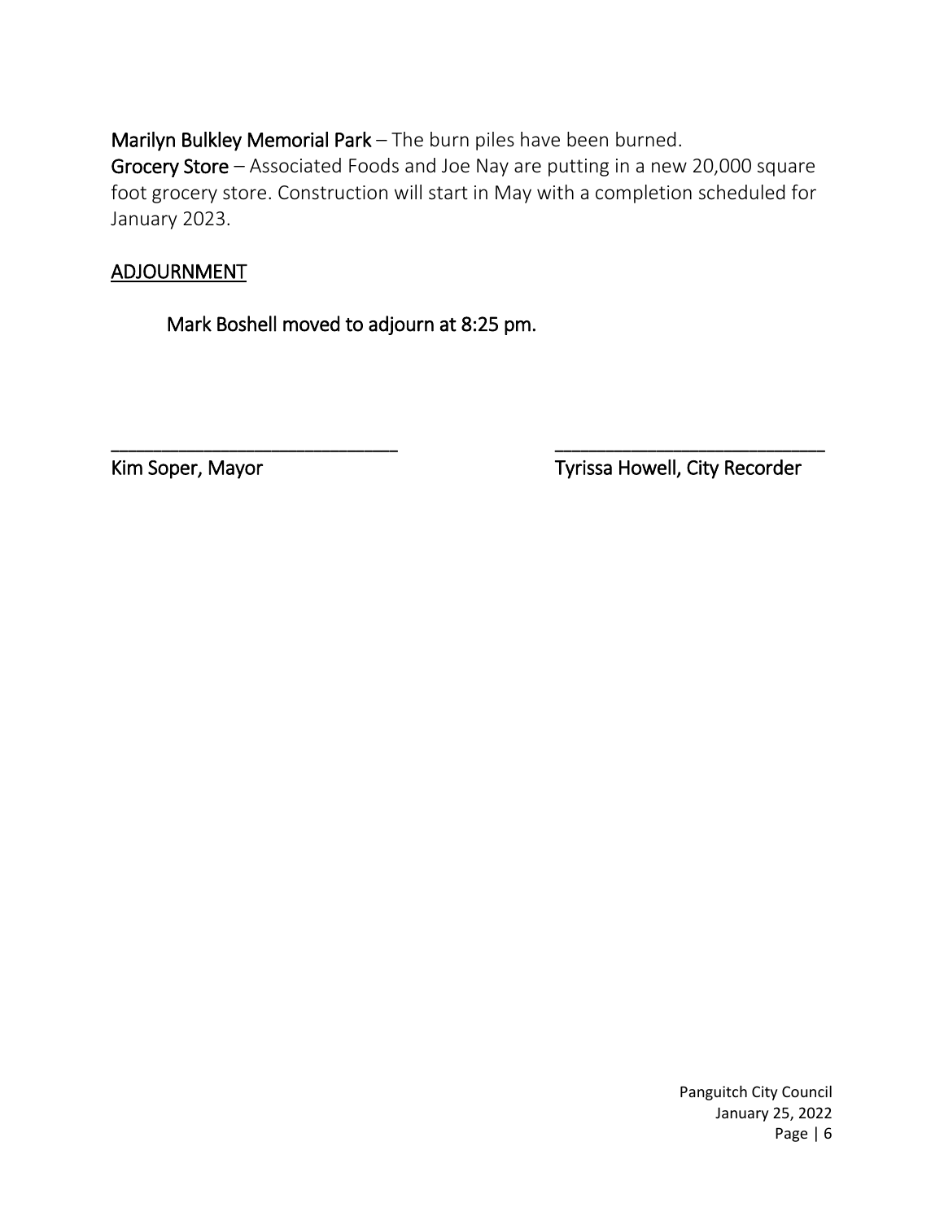**Marilyn Bulkley Memorial Park** – The burn piles have been burned.
**Grocery Store** – Associated Foods and Joe Nay are putting in a new 20,000 square foot grocery store. Construction will start in May with a completion scheduled for January 2023.

## ADJOURNMENT

Mark Boshell moved to adjourn at 8:25 pm.

\_\_\_\_\_\_\_\_\_\_\_\_\_\_\_\_\_\_\_\_\_\_\_\_\_\_\_\_ \_\_\_\_\_\_\_\_\_\_\_\_\_\_\_\_\_\_\_\_\_\_\_\_\_\_\_\_

Kim Soper, Mayor Tyrissa Howell, City Recorder